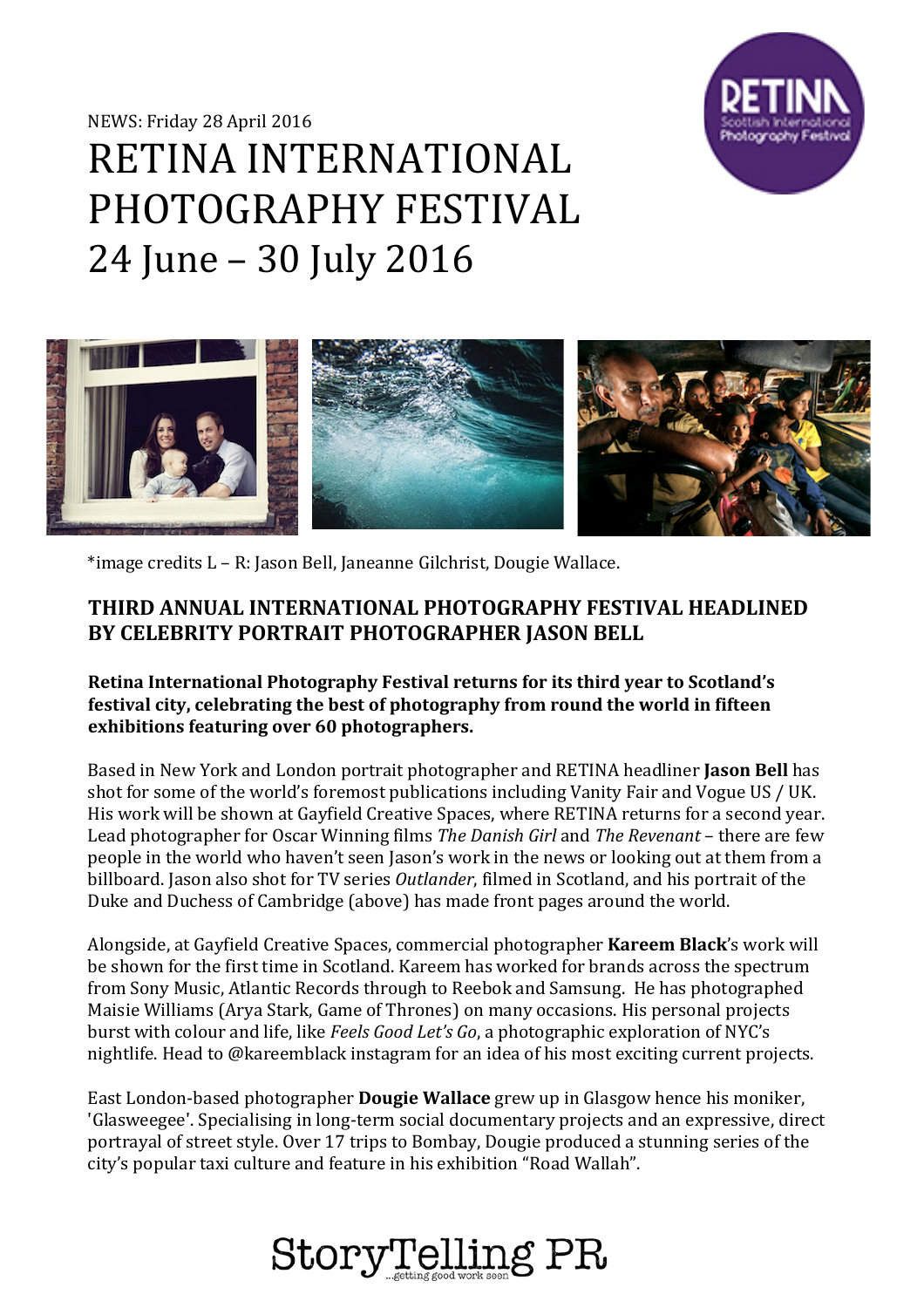NEWS: Friday 28 April 2016

# RETINA INTERNATIONAL PHOTOGRAPHY FESTIVAL 24 June – 30 July 2016

*image credits L – R: Jason Bell, Janeanne Gilchrist, Dougie Wallace.

## THIRD ANNUAL INTERNATIONAL PHOTOGRAPHY FESTIVAL HEADLINED BY CELEBRITY PORTRAIT PHOTOGRAPHER JASON BELL

**Retina International Photography Festival returns for its third year to Scotland's festival city, celebrating the best of photography from round the world in fifteen exhibitions featuring over 60 photographers.**

Based in New York and London portrait photographer and RETINA headliner **Jason Bell** has shot for some of the world's foremost publications including Vanity Fair and Vogue US / UK. His work will be shown at Gayfield Creative Spaces, where RETINA returns for a second year. Lead photographer for Oscar Winning films *The Danish Girl* and *The Revenant* – there are few people in the world who haven't seen Jason's work in the news or looking out at them from a billboard. Jason also shot for TV series *Outlander*, filmed in Scotland, and his portrait of the Duke and Duchess of Cambridge (above) has made front pages around the world.

Alongside, at Gayfield Creative Spaces, commercial photographer **Kareem Black**'s work will be shown for the first time in Scotland. Kareem has worked for brands across the spectrum from Sony Music, Atlantic Records through to Reebok and Samsung. He has photographed Maisie Williams (Arya Stark, Game of Thrones) on many occasions. His personal projects burst with colour and life, like *Feels Good Let's Go*, a photographic exploration of NYC's nightlife. Head to @kareemblack instagram for an idea of his most exciting current projects.

East London-based photographer **Dougie Wallace** grew up in Glasgow hence his moniker, 'Glasweegee'. Specialising in long-term social documentary projects and an expressive, direct portrayal of street style. Over 17 trips to Bombay, Dougie produced a stunning series of the city's popular taxi culture and feature in his exhibition "Road Wallah".

StoryTelling PR ...getting good work seen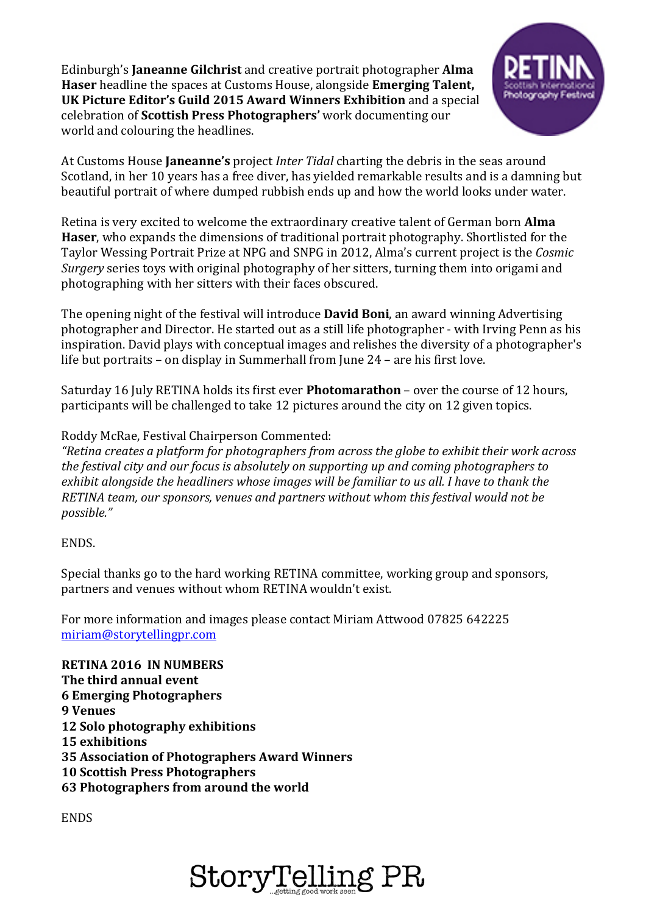Edinburgh's **Janeanne Gilchrist** and creative portrait photographer **Alma Haser** headline the spaces at Customs House, alongside **Emerging Talent, UK Picture Editor's Guild 2015 Award Winners Exhibition** and a special celebration of **Scottish Press Photographers'** work documenting our world and colouring the headlines.

At Customs House **Janeanne's** project *Inter Tidal* charting the debris in the seas around Scotland, in her 10 years has a free diver, has yielded remarkable results and is a damning but beautiful portrait of where dumped rubbish ends up and how the world looks under water.

Retina is very excited to welcome the extraordinary creative talent of German born **Alma Haser**, who expands the dimensions of traditional portrait photography. Shortlisted for the Taylor Wessing Portrait Prize at NPG and SNPG in 2012, Alma's current project is the *Cosmic Surgery* series toys with original photography of her sitters, turning them into origami and photographing with her sitters with their faces obscured.

The opening night of the festival will introduce **David Boni**, an award winning Advertising photographer and Director. He started out as a still life photographer - with Irving Penn as his inspiration. David plays with conceptual images and relishes the diversity of a photographer's life but portraits – on display in Summerhall from June 24 – are his first love.

Saturday 16 July RETINA holds its first ever **Photomarathon** – over the course of 12 hours, participants will be challenged to take 12 pictures around the city on 12 given topics.

Roddy McRae, Festival Chairperson Commented:
*"Retina creates a platform for photographers from across the globe to exhibit their work across the festival city and our focus is absolutely on supporting up and coming photographers to exhibit alongside the headliners whose images will be familiar to us all. I have to thank the RETINA team, our sponsors, venues and partners without whom this festival would not be possible."*

ENDS.

Special thanks go to the hard working RETINA committee, working group and sponsors, partners and venues without whom RETINA wouldn't exist.

For more information and images please contact Miriam Attwood 07825 642225
miriam@storytellingpr.com

**RETINA 2016 IN NUMBERS**
**The third annual event**
**6 Emerging Photographers**
**9 Venues**
**12 Solo photography exhibitions**
**15 exhibitions**
**35 Association of Photographers Award Winners**
**10 Scottish Press Photographers**
**63 Photographers from around the world**

ENDS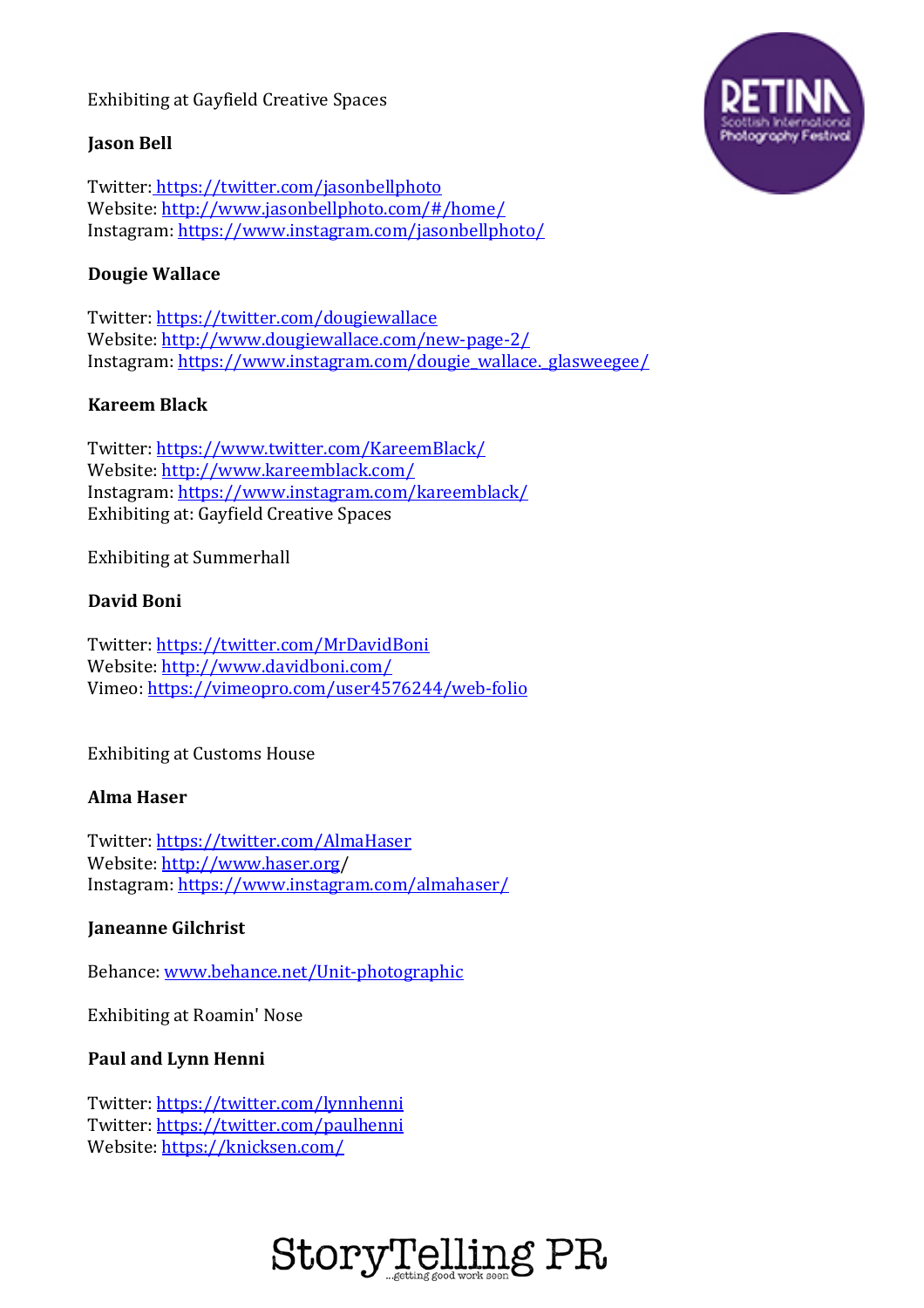Exhibiting at Gayfield Creative Spaces

**Jason Bell**

Twitter: https://twitter.com/jasonbellphoto
Website: http://www.jasonbellphoto.com/#/home/
Instagram: https://www.instagram.com/jasonbellphoto/

**Dougie Wallace**

Twitter: https://twitter.com/dougiewallace
Website: http://www.dougiewallace.com/new-page-2/
Instagram: https://www.instagram.com/dougie_wallace._glasweegee/

**Kareem Black**

Twitter: https://www.twitter.com/KareemBlack/
Website: http://www.kareemblack.com/
Instagram: https://www.instagram.com/kareemblack/
Exhibiting at: Gayfield Creative Spaces

Exhibiting at Summerhall

**David Boni**

Twitter: https://twitter.com/MrDavidBoni
Website: http://www.davidboni.com/
Vimeo: https://vimeopro.com/user4576244/web-folio

Exhibiting at Customs House

**Alma Haser**

Twitter: https://twitter.com/AlmaHaser
Website: http://www.haser.org/
Instagram: https://www.instagram.com/almahaser/

**Janeanne Gilchrist**

Behance: www.behance.net/Unit-photographic

Exhibiting at Roamin' Nose

**Paul and Lynn Henni**

Twitter: https://twitter.com/lynnhenni
Twitter: https://twitter.com/paulhenni
Website: https://knicksen.com/